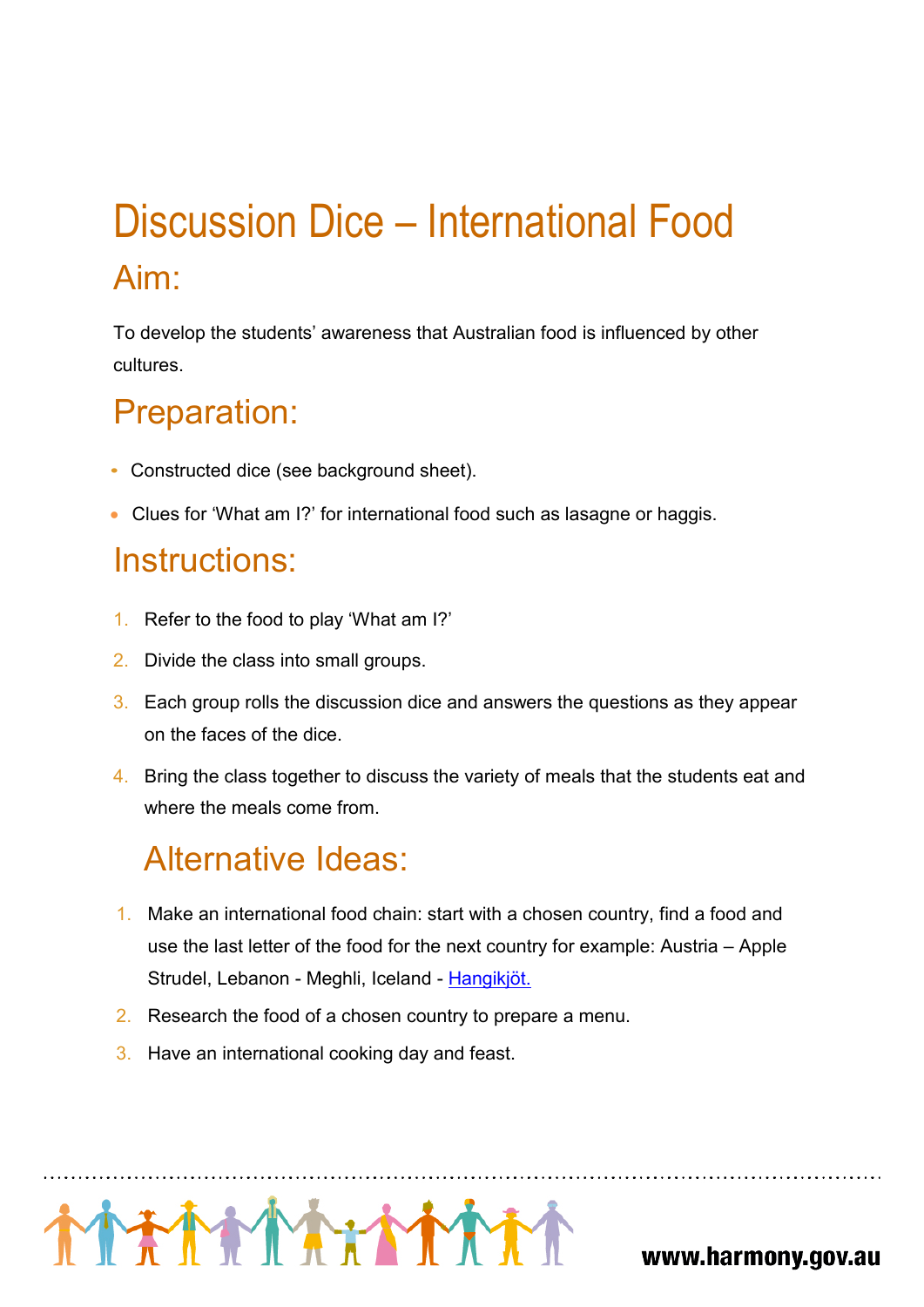# Discussion Dice – International Food

## Aim:

To develop the students' awareness that Australian food is influenced by other cultures.

## Preparation:

- Constructed dice (see background sheet).
- Clues for 'What am I?' for international food such as lasagne or haggis.

## Instructions:

1. Refer to the food to play 'What am I?'
2. Divide the class into small groups.
3. Each group rolls the discussion dice and answers the questions as they appear on the faces of the dice.
4. Bring the class together to discuss the variety of meals that the students eat and where the meals come from.

## Alternative Ideas:

1. Make an international food chain: start with a chosen country, find a food and use the last letter of the food for the next country for example: Austria – Apple Strudel, Lebanon - Meghli, Iceland - Hangikjöt.
2. Research the food of a chosen country to prepare a menu.
3. Have an international cooking day and feast.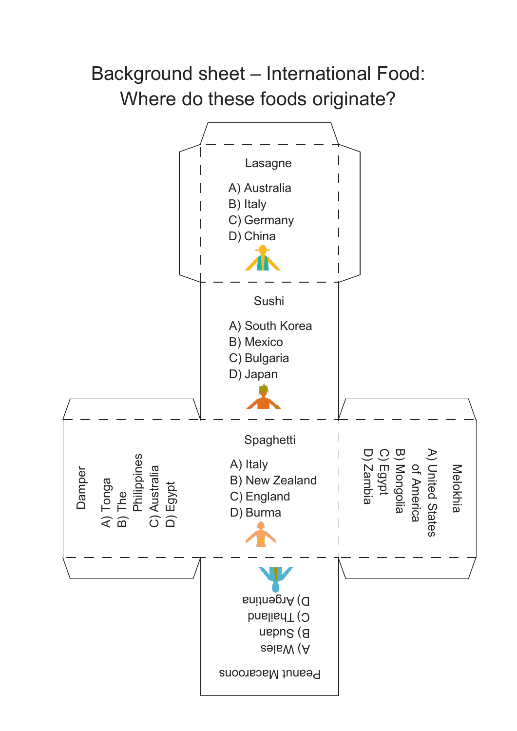# Background sheet – International Food: Where do these foods originate?

Lasagne

A) Australia
B) Italy
C) Germany
D) China

Sushi

A) South Korea
B) Mexico
C) Bulgaria
D) Japan

Damper

A) Tonga
B) The Philippines
C) Australia
D) Egypt

Spaghetti

A) Italy
B) New Zealand
C) England
D) Burma

Melokhia

A) United States of America
B) Mongolia
C) Egypt
D) Zambia

Peanut Macaroons

A) Wales
B) Sudan
C) Thailand
D) Argentina